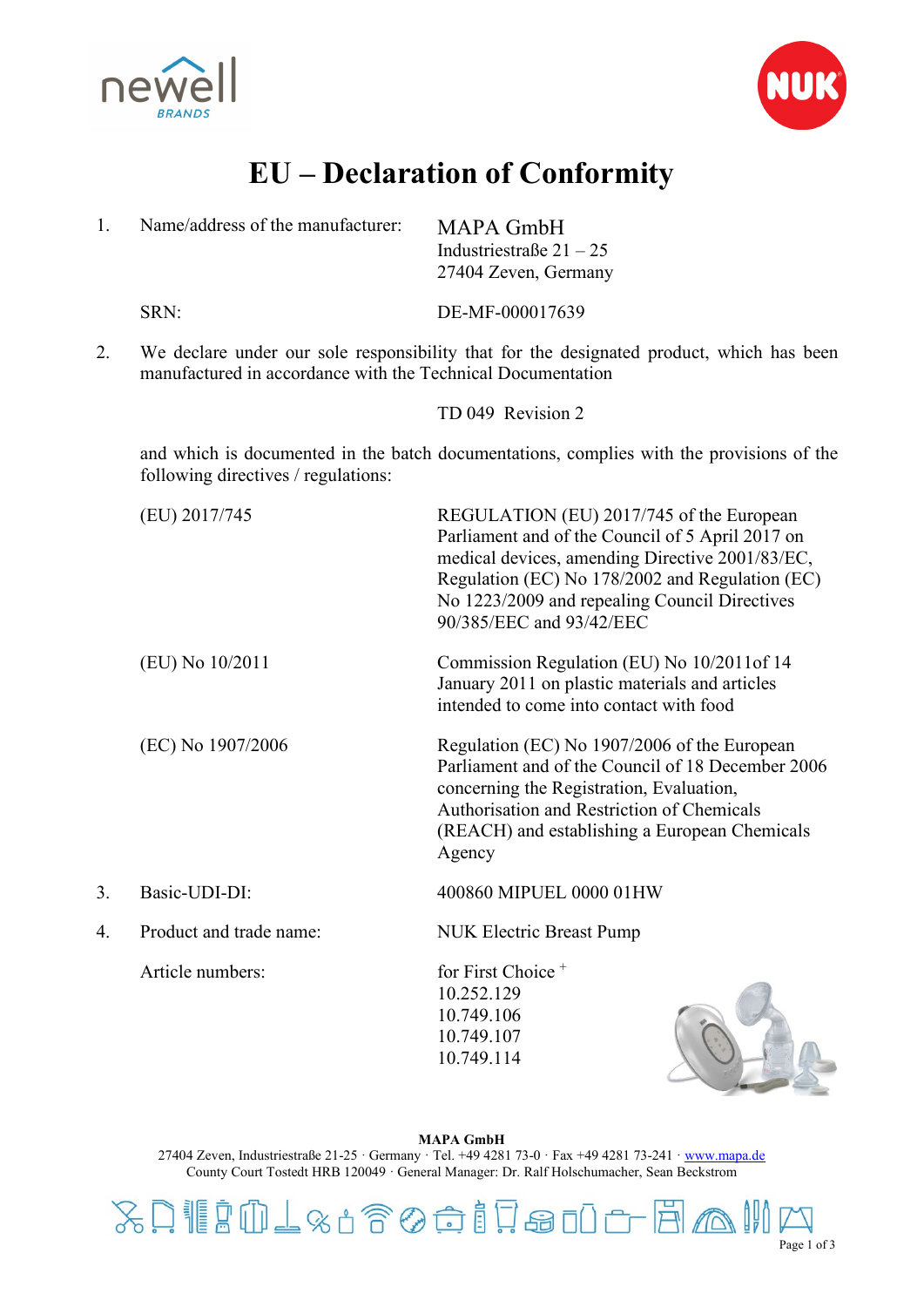# EU – Declaration of Conformity

1. Name/address of the manufacturer: MAPA GmbH
   Industriestraße 21 – 25
   27404 Zeven, Germany

   SRN: DE-MF-000017639

2. We declare under our sole responsibility that for the designated product, which has been manufactured in accordance with the Technical Documentation

   TD 049 Revision 2

   and which is documented in the batch documentations, complies with the provisions of the following directives / regulations:

| | |
|---|---|
| (EU) 2017/745 | REGULATION (EU) 2017/745 of the European Parliament and of the Council of 5 April 2017 on medical devices, amending Directive 2001/83/EC, Regulation (EC) No 178/2002 and Regulation (EC) No 1223/2009 and repealing Council Directives 90/385/EEC and 93/42/EEC |
| (EU) No 10/2011 | Commission Regulation (EU) No 10/2011of 14 January 2011 on plastic materials and articles intended to come into contact with food |
| (EC) No 1907/2006 | Regulation (EC) No 1907/2006 of the European Parliament and of the Council of 18 December 2006 concerning the Registration, Evaluation, Authorisation and Restriction of Chemicals (REACH) and establishing a European Chemicals Agency |

3. Basic-UDI-DI: 400860 MIPUEL 0000 01HW

4. Product and trade name: NUK Electric Breast Pump

   Article numbers: for First Choice +
   10.252.129
   10.749.106
   10.749.107
   10.749.114

**MAPA GmbH**
27404 Zeven, Industriestraße 21-25 · Germany · Tel. +49 4281 73-0 · Fax +49 4281 73-241 · www.mapa.de
County Court Tostedt HRB 120049 · General Manager: Dr. Ralf Holschumacher, Sean Beckstrom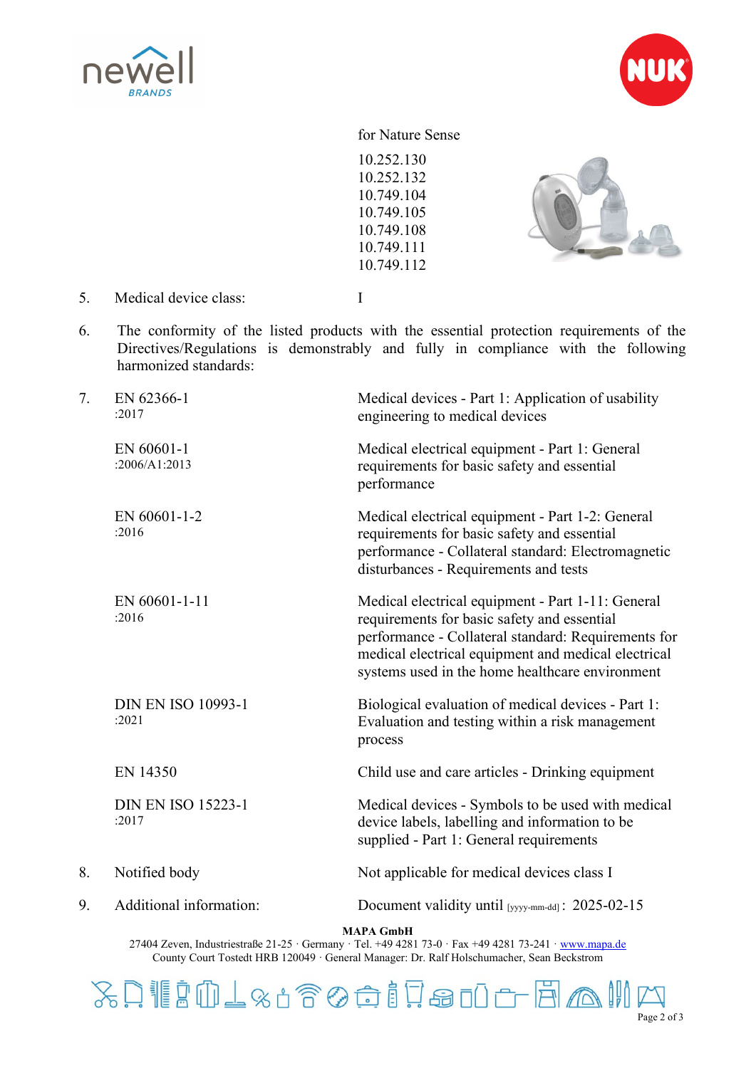for Nature Sense

10.252.130
10.252.132
10.749.104
10.749.105
10.749.108
10.749.111
10.749.112

5. Medical device class: I

6. The conformity of the listed products with the essential protection requirements of the Directives/Regulations is demonstrably and fully in compliance with the following harmonized standards:

7.

| Standard | Title |
|---|---|
| EN 62366-1 :2017 | Medical devices - Part 1: Application of usability engineering to medical devices |
| EN 60601-1 :2006/A1:2013 | Medical electrical equipment - Part 1: General requirements for basic safety and essential performance |
| EN 60601-1-2 :2016 | Medical electrical equipment - Part 1-2: General requirements for basic safety and essential performance - Collateral standard: Electromagnetic disturbances - Requirements and tests |
| EN 60601-1-11 :2016 | Medical electrical equipment - Part 1-11: General requirements for basic safety and essential performance - Collateral standard: Requirements for medical electrical equipment and medical electrical systems used in the home healthcare environment |
| DIN EN ISO 10993-1 :2021 | Biological evaluation of medical devices - Part 1: Evaluation and testing within a risk management process |
| EN 14350 | Child use and care articles - Drinking equipment |
| DIN EN ISO 15223-1 :2017 | Medical devices - Symbols to be used with medical device labels, labelling and information to be supplied - Part 1: General requirements |

8. Notified body: Not applicable for medical devices class I

9. Additional information: Document validity until [yyyy-mm-dd]: 2025-02-15

**MAPA GmbH**
27404 Zeven, Industriestraße 21-25 · Germany · Tel. +49 4281 73-0 · Fax +49 4281 73-241 · www.mapa.de
County Court Tostedt HRB 120049 · General Manager: Dr. Ralf Holschumacher, Sean Beckstrom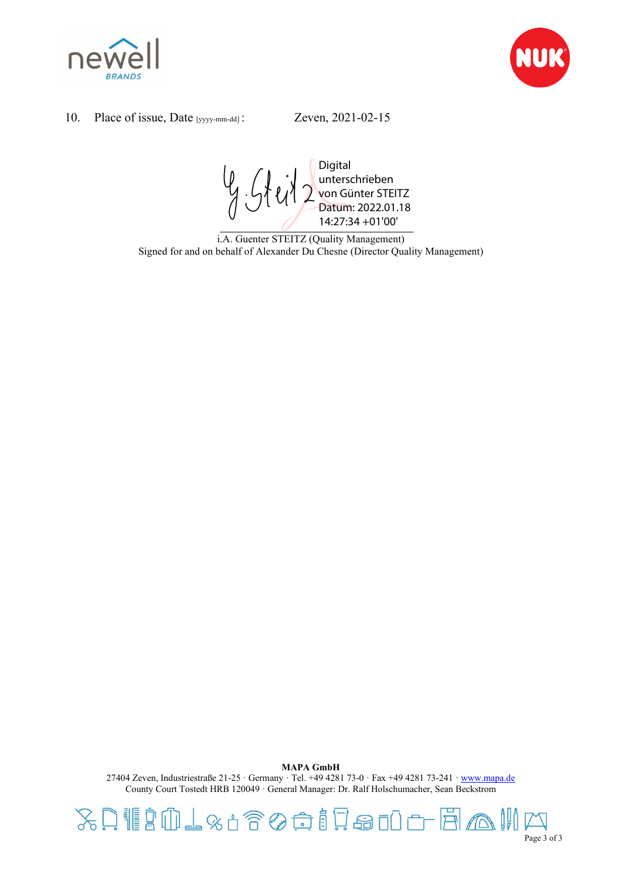10. Place of issue, Date [yyyy-mm-dd] : Zeven, 2021-02-15

Digital unterschrieben von Günter STEITZ
Datum: 2022.01.18 14:27:34 +01'00'

i.A. Guenter STEITZ (Quality Management)
Signed for and on behalf of Alexander Du Chesne (Director Quality Management)

**MAPA GmbH**
27404 Zeven, Industriestraße 21-25 · Germany · Tel. +49 4281 73-0 · Fax +49 4281 73-241 · www.mapa.de
County Court Tostedt HRB 120049 · General Manager: Dr. Ralf Holschumacher, Sean Beckstrom